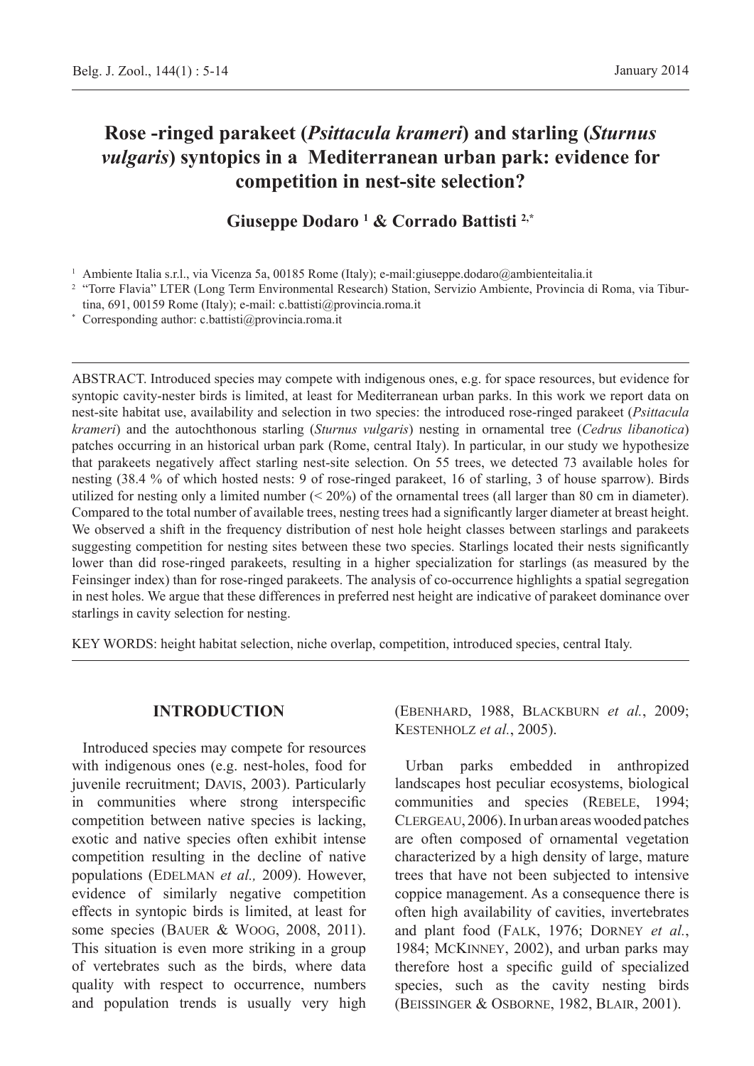# Rose -ringed parakeet (*Psittacula krameri*) and starling (*Sturnus vulgaris*) syntopics in a Mediterranean urban park: evidence for competition in nest-site selection?

**Giuseppe Dodaro [1] & Corrado Battisti [2,*]**

[1] Ambiente Italia s.r.l., via Vicenza 5a, 00185 Rome (Italy); e-mail:giuseppe.dodaro@ambienteitalia.it

[2] "Torre Flavia" LTER (Long Term Environmental Research) Station, Servizio Ambiente, Provincia di Roma, via Tiburtina, 691, 00159 Rome (Italy); e-mail: c.battisti@provincia.roma.it

[*] Corresponding author: c.battisti@provincia.roma.it

ABSTRACT. Introduced species may compete with indigenous ones, e.g. for space resources, but evidence for syntopic cavity-nester birds is limited, at least for Mediterranean urban parks. In this work we report data on nest-site habitat use, availability and selection in two species: the introduced rose-ringed parakeet (*Psittacula krameri*) and the autochthonous starling (*Sturnus vulgaris*) nesting in ornamental tree (*Cedrus libanotica*) patches occurring in an historical urban park (Rome, central Italy). In particular, in our study we hypothesize that parakeets negatively affect starling nest-site selection. On 55 trees, we detected 73 available holes for nesting (38.4 % of which hosted nests: 9 of rose-ringed parakeet, 16 of starling, 3 of house sparrow). Birds utilized for nesting only a limited number (< 20%) of the ornamental trees (all larger than 80 cm in diameter). Compared to the total number of available trees, nesting trees had a significantly larger diameter at breast height. We observed a shift in the frequency distribution of nest hole height classes between starlings and parakeets suggesting competition for nesting sites between these two species. Starlings located their nests significantly lower than did rose-ringed parakeets, resulting in a higher specialization for starlings (as measured by the Feinsinger index) than for rose-ringed parakeets. The analysis of co-occurrence highlights a spatial segregation in nest holes. We argue that these differences in preferred nest height are indicative of parakeet dominance over starlings in cavity selection for nesting.

KEY WORDS: height habitat selection, niche overlap, competition, introduced species, central Italy.

## INTRODUCTION

Introduced species may compete for resources with indigenous ones (e.g. nest-holes, food for juvenile recruitment; Davis, 2003). Particularly in communities where strong interspecific competition between native species is lacking, exotic and native species often exhibit intense competition resulting in the decline of native populations (Edelman *et al.,* 2009). However, evidence of similarly negative competition effects in syntopic birds is limited, at least for some species (Bauer & Woog, 2008, 2011). This situation is even more striking in a group of vertebrates such as the birds, where data quality with respect to occurrence, numbers and population trends is usually very high (Ebenhard, 1988, Blackburn *et al.*, 2009; Kestenholz *et al.*, 2005).

Urban parks embedded in anthropized landscapes host peculiar ecosystems, biological communities and species (Rebele, 1994; Clergeau, 2006). In urban areas wooded patches are often composed of ornamental vegetation characterized by a high density of large, mature trees that have not been subjected to intensive coppice management. As a consequence there is often high availability of cavities, invertebrates and plant food (Falk, 1976; Dorney *et al.*, 1984; McKinney, 2002), and urban parks may therefore host a specific guild of specialized species, such as the cavity nesting birds (Beissinger & Osborne, 1982, Blair, 2001).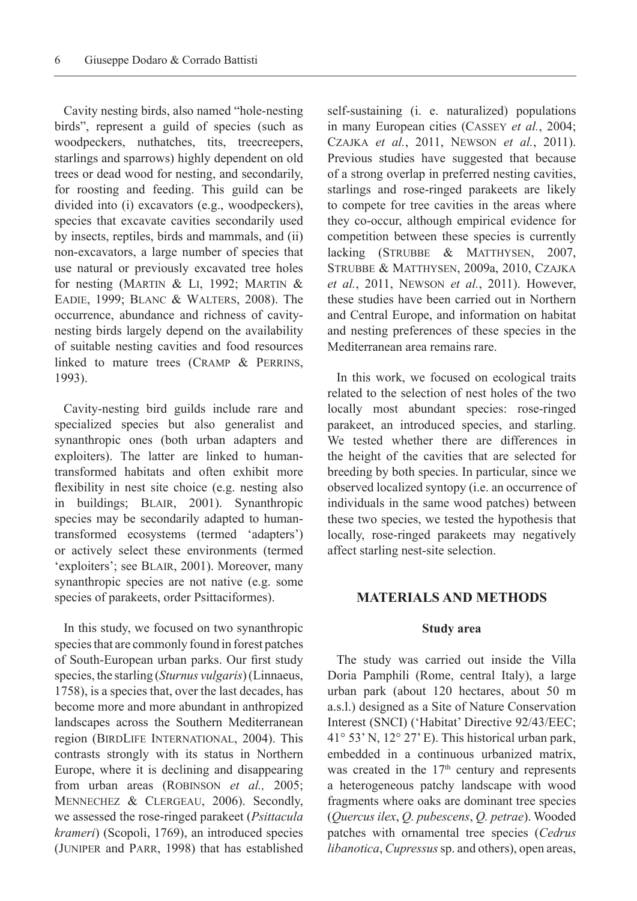Cavity nesting birds, also named "hole-nesting birds", represent a guild of species (such as woodpeckers, nuthatches, tits, treecreepers, starlings and sparrows) highly dependent on old trees or dead wood for nesting, and secondarily, for roosting and feeding. This guild can be divided into (i) excavators (e.g., woodpeckers), species that excavate cavities secondarily used by insects, reptiles, birds and mammals, and (ii) non-excavators, a large number of species that use natural or previously excavated tree holes for nesting (MARTIN & LI, 1992; MARTIN & EADIE, 1999; BLANC & WALTERS, 2008). The occurrence, abundance and richness of cavity-nesting birds largely depend on the availability of suitable nesting cavities and food resources linked to mature trees (CRAMP & PERRINS, 1993).

Cavity-nesting bird guilds include rare and specialized species but also generalist and synanthropic ones (both urban adapters and exploiters). The latter are linked to human-transformed habitats and often exhibit more flexibility in nest site choice (e.g. nesting also in buildings; BLAIR, 2001). Synanthropic species may be secondarily adapted to human-transformed ecosystems (termed 'adapters') or actively select these environments (termed 'exploiters'; see BLAIR, 2001). Moreover, many synanthropic species are not native (e.g. some species of parakeets, order Psittaciformes).

In this study, we focused on two synanthropic species that are commonly found in forest patches of South-European urban parks. Our first study species, the starling (*Sturnus vulgaris*) (Linnaeus, 1758), is a species that, over the last decades, has become more and more abundant in anthropized landscapes across the Southern Mediterranean region (BIRDLIFE INTERNATIONAL, 2004). This contrasts strongly with its status in Northern Europe, where it is declining and disappearing from urban areas (ROBINSON *et al.,* 2005; MENNECHEZ & CLERGEAU, 2006). Secondly, we assessed the rose-ringed parakeet (*Psittacula krameri*) (Scopoli, 1769), an introduced species (JUNIPER and PARR, 1998) that has established self-sustaining (i. e. naturalized) populations in many European cities (CASSEY *et al.*, 2004; CZAJKA *et al.*, 2011, NEWSON *et al.*, 2011). Previous studies have suggested that because of a strong overlap in preferred nesting cavities, starlings and rose-ringed parakeets are likely to compete for tree cavities in the areas where they co-occur, although empirical evidence for competition between these species is currently lacking (STRUBBE & MATTHYSEN, 2007, STRUBBE & MATTHYSEN, 2009a, 2010, CZAJKA *et al.*, 2011, NEWSON *et al.*, 2011). However, these studies have been carried out in Northern and Central Europe, and information on habitat and nesting preferences of these species in the Mediterranean area remains rare.

In this work, we focused on ecological traits related to the selection of nest holes of the two locally most abundant species: rose-ringed parakeet, an introduced species, and starling. We tested whether there are differences in the height of the cavities that are selected for breeding by both species. In particular, since we observed localized syntopy (i.e. an occurrence of individuals in the same wood patches) between these two species, we tested the hypothesis that locally, rose-ringed parakeets may negatively affect starling nest-site selection.

## MATERIALS AND METHODS

### Study area

The study was carried out inside the Villa Doria Pamphili (Rome, central Italy), a large urban park (about 120 hectares, about 50 m a.s.l.) designed as a Site of Nature Conservation Interest (SNCI) ('Habitat' Directive 92/43/EEC; 41° 53' N, 12° 27' E). This historical urban park, embedded in a continuous urbanized matrix, was created in the 17th century and represents a heterogeneous patchy landscape with wood fragments where oaks are dominant tree species (*Quercus ilex*, *Q. pubescens*, *Q. petrae*). Wooded patches with ornamental tree species (*Cedrus libanotica*, *Cupressus* sp. and others), open areas,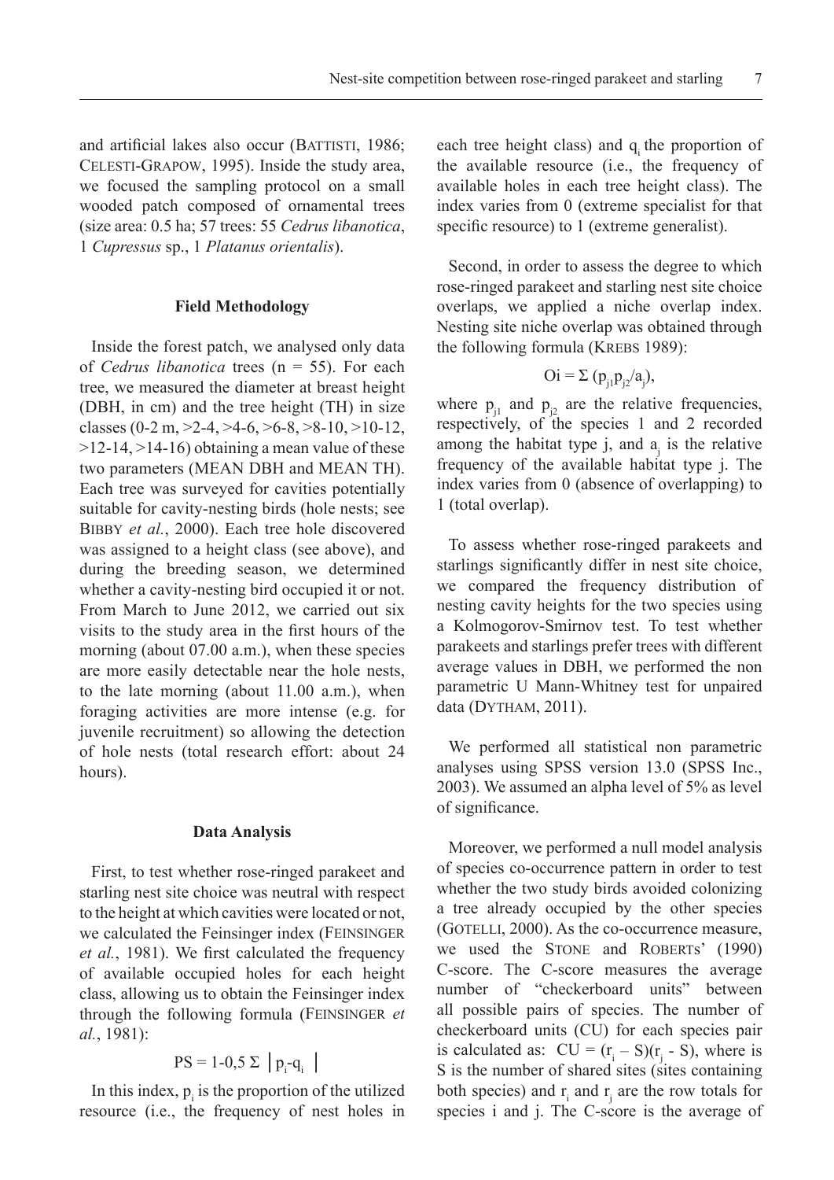and artificial lakes also occur (Battisti, 1986; Celesti-Grapow, 1995). Inside the study area, we focused the sampling protocol on a small wooded patch composed of ornamental trees (size area: 0.5 ha; 57 trees: 55 *Cedrus libanotica*, 1 *Cupressus* sp., 1 *Platanus orientalis*).

#### Field Methodology

Inside the forest patch, we analysed only data of *Cedrus libanotica* trees (n = 55). For each tree, we measured the diameter at breast height (DBH, in cm) and the tree height (TH) in size classes (0-2 m, >2-4, >4-6, >6-8, >8-10, >10-12, >12-14, >14-16) obtaining a mean value of these two parameters (MEAN DBH and MEAN TH). Each tree was surveyed for cavities potentially suitable for cavity-nesting birds (hole nests; see Bibby *et al.*, 2000). Each tree hole discovered was assigned to a height class (see above), and during the breeding season, we determined whether a cavity-nesting bird occupied it or not. From March to June 2012, we carried out six visits to the study area in the first hours of the morning (about 07.00 a.m.), when these species are more easily detectable near the hole nests, to the late morning (about 11.00 a.m.), when foraging activities are more intense (e.g. for juvenile recruitment) so allowing the detection of hole nests (total research effort: about 24 hours).

#### Data Analysis

First, to test whether rose-ringed parakeet and starling nest site choice was neutral with respect to the height at which cavities were located or not, we calculated the Feinsinger index (Feinsinger *et al.*, 1981). We first calculated the frequency of available occupied holes for each height class, allowing us to obtain the Feinsinger index through the following formula (Feinsinger *et al.*, 1981):

$$PS = 1\text{-}0{,}5\ \Sigma\ \left| p_i\text{-}q_i \right|$$

In this index, $p_i$ is the proportion of the utilized resource (i.e., the frequency of nest holes in each tree height class) and $q_i$ the proportion of the available resource (i.e., the frequency of available holes in each tree height class). The index varies from 0 (extreme specialist for that specific resource) to 1 (extreme generalist).

Second, in order to assess the degree to which rose-ringed parakeet and starling nest site choice overlaps, we applied a niche overlap index. Nesting site niche overlap was obtained through the following formula (Krebs 1989):

$$Oi = \Sigma\ (p_{j1}p_{j2}/a_j),$$

where $p_{j1}$ and $p_{j2}$ are the relative frequencies, respectively, of the species 1 and 2 recorded among the habitat type j, and $a_j$ is the relative frequency of the available habitat type j. The index varies from 0 (absence of overlapping) to 1 (total overlap).

To assess whether rose-ringed parakeets and starlings significantly differ in nest site choice, we compared the frequency distribution of nesting cavity heights for the two species using a Kolmogorov-Smirnov test. To test whether parakeets and starlings prefer trees with different average values in DBH, we performed the non parametric U Mann-Whitney test for unpaired data (Dytham, 2011).

We performed all statistical non parametric analyses using SPSS version 13.0 (SPSS Inc., 2003). We assumed an alpha level of 5% as level of significance.

Moreover, we performed a null model analysis of species co-occurrence pattern in order to test whether the two study birds avoided colonizing a tree already occupied by the other species (Gotelli, 2000). As the co-occurrence measure, we used the Stone and Roberts' (1990) C-score. The C-score measures the average number of "checkerboard units" between all possible pairs of species. The number of checkerboard units (CU) for each species pair is calculated as: $CU = (r_i - S)(r_j - S)$, where is S is the number of shared sites (sites containing both species) and $r_i$ and $r_j$ are the row totals for species i and j. The C-score is the average of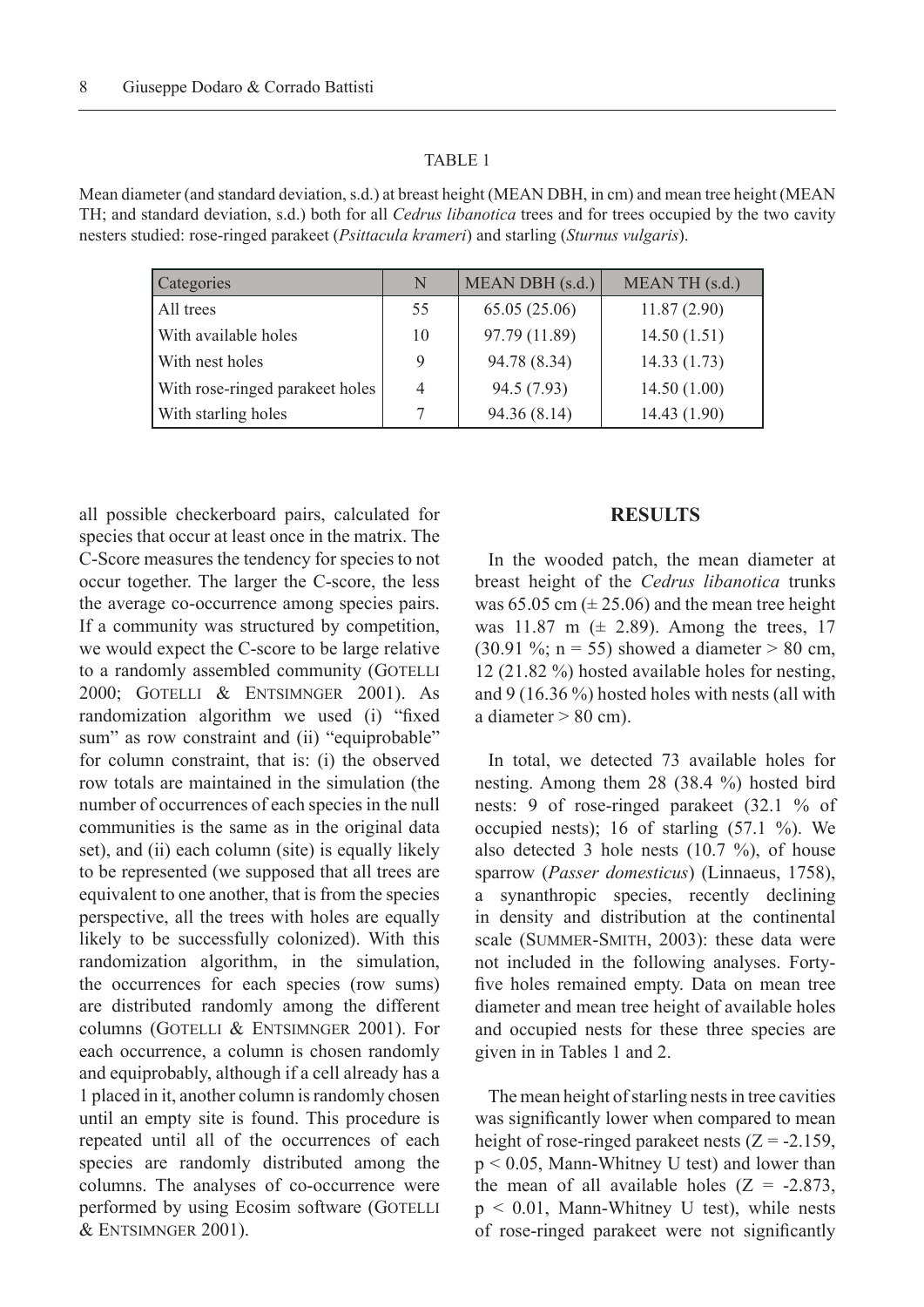TABLE 1

Mean diameter (and standard deviation, s.d.) at breast height (MEAN DBH, in cm) and mean tree height (MEAN TH; and standard deviation, s.d.) both for all *Cedrus libanotica* trees and for trees occupied by the two cavity nesters studied: rose-ringed parakeet (*Psittacula krameri*) and starling (*Sturnus vulgaris*).

| Categories | N | MEAN DBH (s.d.) | MEAN TH (s.d.) |
|---|---|---|---|
| All trees | 55 | 65.05 (25.06) | 11.87 (2.90) |
| With available holes | 10 | 97.79 (11.89) | 14.50 (1.51) |
| With nest holes | 9 | 94.78 (8.34) | 14.33 (1.73) |
| With rose-ringed parakeet holes | 4 | 94.5 (7.93) | 14.50 (1.00) |
| With starling holes | 7 | 94.36 (8.14) | 14.43 (1.90) |

all possible checkerboard pairs, calculated for species that occur at least once in the matrix. The C-Score measures the tendency for species to not occur together. The larger the C-score, the less the average co-occurrence among species pairs. If a community was structured by competition, we would expect the C-score to be large relative to a randomly assembled community (Gotelli 2000; Gotelli & Entsimnger 2001). As randomization algorithm we used (i) "fixed sum" as row constraint and (ii) "equiprobable" for column constraint, that is: (i) the observed row totals are maintained in the simulation (the number of occurrences of each species in the null communities is the same as in the original data set), and (ii) each column (site) is equally likely to be represented (we supposed that all trees are equivalent to one another, that is from the species perspective, all the trees with holes are equally likely to be successfully colonized). With this randomization algorithm, in the simulation, the occurrences for each species (row sums) are distributed randomly among the different columns (Gotelli & Entsimnger 2001). For each occurrence, a column is chosen randomly and equiprobably, although if a cell already has a 1 placed in it, another column is randomly chosen until an empty site is found. This procedure is repeated until all of the occurrences of each species are randomly distributed among the columns. The analyses of co-occurrence were performed by using Ecosim software (Gotelli & Entsimnger 2001).

## RESULTS

In the wooded patch, the mean diameter at breast height of the *Cedrus libanotica* trunks was 65.05 cm (± 25.06) and the mean tree height was 11.87 m (± 2.89). Among the trees, 17 (30.91 %; n = 55) showed a diameter > 80 cm, 12 (21.82 %) hosted available holes for nesting, and 9 (16.36 %) hosted holes with nests (all with a diameter > 80 cm).

In total, we detected 73 available holes for nesting. Among them 28 (38.4 %) hosted bird nests: 9 of rose-ringed parakeet (32.1 % of occupied nests); 16 of starling (57.1 %). We also detected 3 hole nests (10.7 %), of house sparrow (*Passer domesticus*) (Linnaeus, 1758), a synanthropic species, recently declining in density and distribution at the continental scale (Summer-Smith, 2003): these data were not included in the following analyses. Forty-five holes remained empty. Data on mean tree diameter and mean tree height of available holes and occupied nests for these three species are given in in Tables 1 and 2.

The mean height of starling nests in tree cavities was significantly lower when compared to mean height of rose-ringed parakeet nests ($Z = -2.159$, $p < 0.05$, Mann-Whitney U test) and lower than the mean of all available holes ($Z = -2.873$, $p < 0.01$, Mann-Whitney U test), while nests of rose-ringed parakeet were not significantly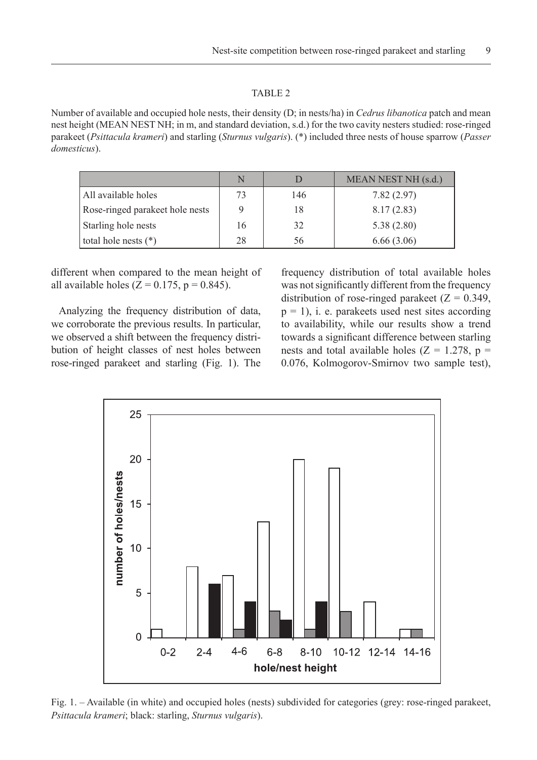TABLE 2

Number of available and occupied hole nests, their density (D; in nests/ha) in *Cedrus libanotica* patch and mean nest height (MEAN NEST NH; in m, and standard deviation, s.d.) for the two cavity nesters studied: rose-ringed parakeet (*Psittacula krameri*) and starling (*Sturnus vulgaris*). (*) included three nests of house sparrow (*Passer domesticus*).

| | N | D | MEAN NEST NH (s.d.) |
|---|---|---|---|
| All available holes | 73 | 146 | 7.82 (2.97) |
| Rose-ringed parakeet hole nests | 9 | 18 | 8.17 (2.83) |
| Starling hole nests | 16 | 32 | 5.38 (2.80) |
| total hole nests (*) | 28 | 56 | 6.66 (3.06) |

different when compared to the mean height of all available holes ($Z = 0.175$, $p = 0.845$).

Analyzing the frequency distribution of data, we corroborate the previous results. In particular, we observed a shift between the frequency distribution of height classes of nest holes between rose-ringed parakeet and starling (Fig. 1). The frequency distribution of total available holes was not significantly different from the frequency distribution of rose-ringed parakeet ($Z = 0.349$, $p = 1$), i. e. parakeets used nest sites according to availability, while our results show a trend towards a significant difference between starling nests and total available holes ($Z = 1.278$, $p = 0.076$, Kolmogorov-Smirnov two sample test),

25
20
15
10
5
0
number of holes/nests
0-2
2-4
4-6
6-8
8-10
10-12
12-14
14-16
hole/nest height

Fig. 1. – Available (in white) and occupied holes (nests) subdivided for categories (grey: rose-ringed parakeet, *Psittacula krameri*; black: starling, *Sturnus vulgaris*).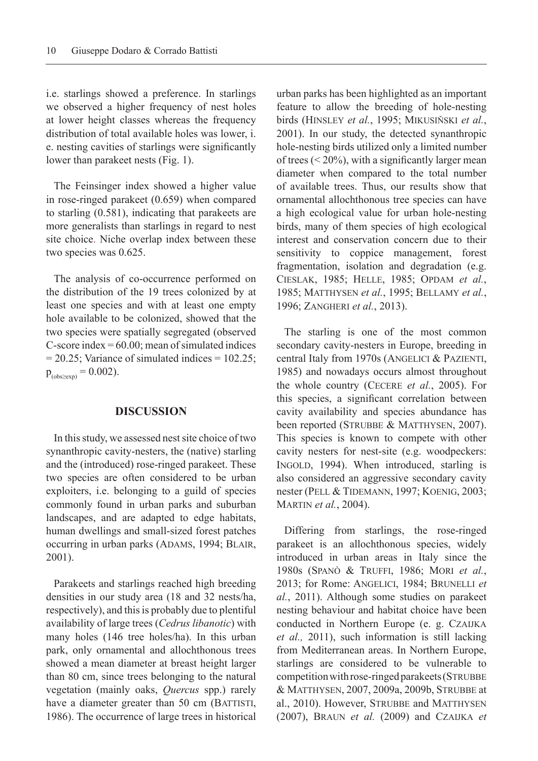i.e. starlings showed a preference. In starlings we observed a higher frequency of nest holes at lower height classes whereas the frequency distribution of total available holes was lower, i. e. nesting cavities of starlings were significantly lower than parakeet nests (Fig. 1).

The Feinsinger index showed a higher value in rose-ringed parakeet (0.659) when compared to starling (0.581), indicating that parakeets are more generalists than starlings in regard to nest site choice. Niche overlap index between these two species was 0.625.

The analysis of co-occurrence performed on the distribution of the 19 trees colonized by at least one species and with at least one empty hole available to be colonized, showed that the two species were spatially segregated (observed C-score index = 60.00; mean of simulated indices = 20.25; Variance of simulated indices = 102.25; $p_{(obs \geq exp)} = 0.002$).

## DISCUSSION

In this study, we assessed nest site choice of two synanthropic cavity-nesters, the (native) starling and the (introduced) rose-ringed parakeet. These two species are often considered to be urban exploiters, i.e. belonging to a guild of species commonly found in urban parks and suburban landscapes, and are adapted to edge habitats, human dwellings and small-sized forest patches occurring in urban parks (Adams, 1994; Blair, 2001).

Parakeets and starlings reached high breeding densities in our study area (18 and 32 nests/ha, respectively), and this is probably due to plentiful availability of large trees (*Cedrus libanotic*) with many holes (146 tree holes/ha). In this urban park, only ornamental and allochthonous trees showed a mean diameter at breast height larger than 80 cm, since trees belonging to the natural vegetation (mainly oaks, *Quercus* spp.) rarely have a diameter greater than 50 cm (Battisti, 1986). The occurrence of large trees in historical urban parks has been highlighted as an important feature to allow the breeding of hole-nesting birds (Hinsley *et al.*, 1995; Mikusiński *et al.*, 2001). In our study, the detected synanthropic hole-nesting birds utilized only a limited number of trees (< 20%), with a significantly larger mean diameter when compared to the total number of available trees. Thus, our results show that ornamental allochthonous tree species can have a high ecological value for urban hole-nesting birds, many of them species of high ecological interest and conservation concern due to their sensitivity to coppice management, forest fragmentation, isolation and degradation (e.g. Cieslak, 1985; Helle, 1985; Opdam *et al.*, 1985; Matthysen *et al.*, 1995; Bellamy *et al.*, 1996; Zangheri *et al.*, 2013).

The starling is one of the most common secondary cavity-nesters in Europe, breeding in central Italy from 1970s (Angelici & Pazienti, 1985) and nowadays occurs almost throughout the whole country (Cecere *et al.*, 2005). For this species, a significant correlation between cavity availability and species abundance has been reported (Strubbe & Matthysen, 2007). This species is known to compete with other cavity nesters for nest-site (e.g. woodpeckers: Ingold, 1994). When introduced, starling is also considered an aggressive secondary cavity nester (Pell & Tidemann, 1997; Koenig, 2003; Martin *et al.*, 2004).

Differing from starlings, the rose-ringed parakeet is an allochthonous species, widely introduced in urban areas in Italy since the 1980s (Spanò & Truffi, 1986; Mori *et al.*, 2013; for Rome: Angelici, 1984; Brunelli *et al.*, 2011). Although some studies on parakeet nesting behaviour and habitat choice have been conducted in Northern Europe (e. g. Czaijka *et al.,* 2011), such information is still lacking from Mediterranean areas. In Northern Europe, starlings are considered to be vulnerable to competition with rose-ringed parakeets (Strubbe & Matthysen, 2007, 2009a, 2009b, Strubbe at al., 2010). However, Strubbe and Matthysen (2007), Braun *et al.* (2009) and Czaijka *et*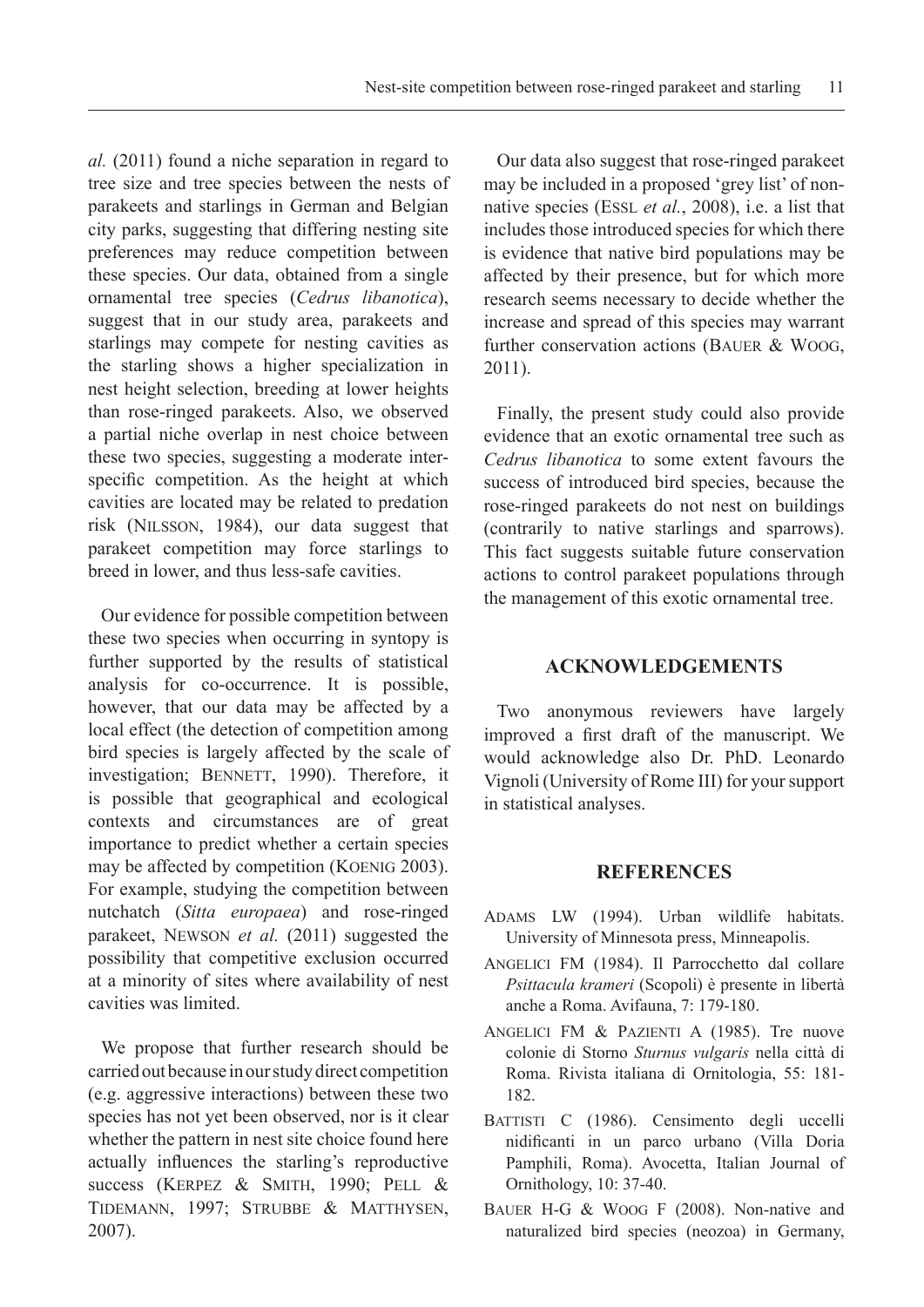*al.* (2011) found a niche separation in regard to tree size and tree species between the nests of parakeets and starlings in German and Belgian city parks, suggesting that differing nesting site preferences may reduce competition between these species. Our data, obtained from a single ornamental tree species (*Cedrus libanotica*), suggest that in our study area, parakeets and starlings may compete for nesting cavities as the starling shows a higher specialization in nest height selection, breeding at lower heights than rose-ringed parakeets. Also, we observed a partial niche overlap in nest choice between these two species, suggesting a moderate inter-specific competition. As the height at which cavities are located may be related to predation risk (NILSSON, 1984), our data suggest that parakeet competition may force starlings to breed in lower, and thus less-safe cavities.

Our evidence for possible competition between these two species when occurring in syntopy is further supported by the results of statistical analysis for co-occurrence. It is possible, however, that our data may be affected by a local effect (the detection of competition among bird species is largely affected by the scale of investigation; BENNETT, 1990). Therefore, it is possible that geographical and ecological contexts and circumstances are of great importance to predict whether a certain species may be affected by competition (KOENIG 2003). For example, studying the competition between nutchatch (*Sitta europaea*) and rose-ringed parakeet, NEWSON *et al.* (2011) suggested the possibility that competitive exclusion occurred at a minority of sites where availability of nest cavities was limited.

We propose that further research should be carried out because in our study direct competition (e.g. aggressive interactions) between these two species has not yet been observed, nor is it clear whether the pattern in nest site choice found here actually influences the starling's reproductive success (KERPEZ & SMITH, 1990; PELL & TIDEMANN, 1997; STRUBBE & MATTHYSEN, 2007).

Our data also suggest that rose-ringed parakeet may be included in a proposed 'grey list' of non-native species (ESSL *et al.*, 2008), i.e. a list that includes those introduced species for which there is evidence that native bird populations may be affected by their presence, but for which more research seems necessary to decide whether the increase and spread of this species may warrant further conservation actions (BAUER & WOOG, 2011).

Finally, the present study could also provide evidence that an exotic ornamental tree such as *Cedrus libanotica* to some extent favours the success of introduced bird species, because the rose-ringed parakeets do not nest on buildings (contrarily to native starlings and sparrows). This fact suggests suitable future conservation actions to control parakeet populations through the management of this exotic ornamental tree.

## ACKNOWLEDGEMENTS

Two anonymous reviewers have largely improved a first draft of the manuscript. We would acknowledge also Dr. PhD. Leonardo Vignoli (University of Rome III) for your support in statistical analyses.

## REFERENCES

ADAMS LW (1994). Urban wildlife habitats. University of Minnesota press, Minneapolis.

ANGELICI FM (1984). Il Parrocchetto dal collare *Psittacula krameri* (Scopoli) è presente in libertà anche a Roma. Avifauna, 7: 179-180.

ANGELICI FM & PAZIENTI A (1985). Tre nuove colonie di Storno *Sturnus vulgaris* nella città di Roma. Rivista italiana di Ornitologia, 55: 181-182.

BATTISTI C (1986). Censimento degli uccelli nidificanti in un parco urbano (Villa Doria Pamphili, Roma). Avocetta, Italian Journal of Ornithology, 10: 37-40.

BAUER H-G & WOOG F (2008). Non-native and naturalized bird species (neozoa) in Germany,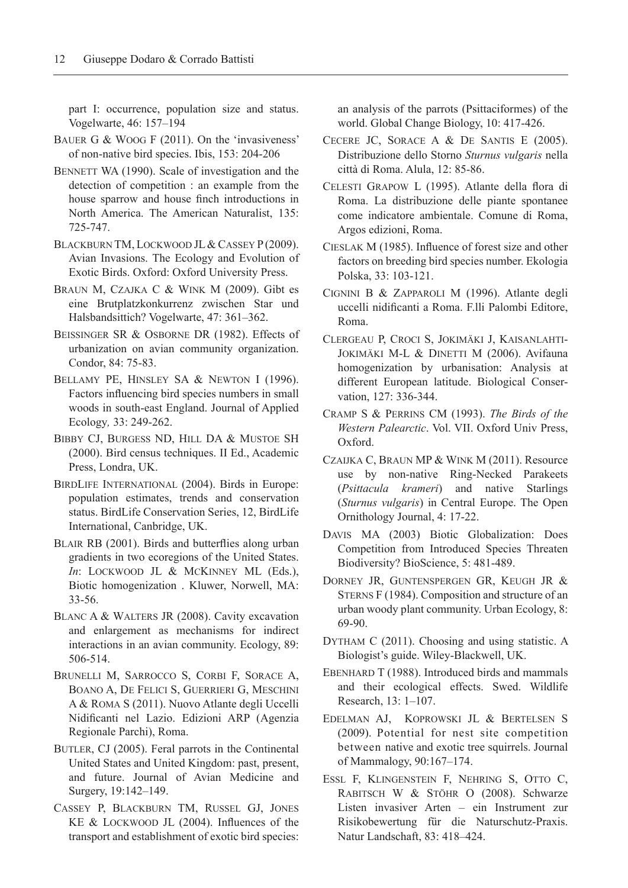part I: occurrence, population size and status. Vogelwarte, 46: 157–194

Bauer G & Woog F (2011). On the 'invasiveness' of non-native bird species. Ibis, 153: 204-206

Bennett WA (1990). Scale of investigation and the detection of competition : an example from the house sparrow and house finch introductions in North America. The American Naturalist, 135: 725-747.

Blackburn TM, Lockwood JL & Cassey P (2009). Avian Invasions. The Ecology and Evolution of Exotic Birds. Oxford: Oxford University Press.

Braun M, Czajka C & Wink M (2009). Gibt es eine Brutplatzkonkurrenz zwischen Star und Halsbandsittich? Vogelwarte, 47: 361–362.

Beissinger SR & Osborne DR (1982). Effects of urbanization on avian community organization. Condor, 84: 75-83.

Bellamy PE, Hinsley SA & Newton I (1996). Factors influencing bird species numbers in small woods in south-east England. Journal of Applied Ecology*,* 33: 249-262.

Bibby CJ, Burgess ND, Hill DA & Mustoe SH (2000). Bird census techniques. II Ed., Academic Press, Londra, UK.

BirdLife International (2004). Birds in Europe: population estimates, trends and conservation status. BirdLife Conservation Series, 12, BirdLife International, Canbridge, UK.

Blair RB (2001). Birds and butterflies along urban gradients in two ecoregions of the United States. *In*: Lockwood JL & McKinney ML (Eds.), Biotic homogenization . Kluwer, Norwell, MA: 33-56.

Blanc A & Walters JR (2008). Cavity excavation and enlargement as mechanisms for indirect interactions in an avian community. Ecology, 89: 506-514.

Brunelli M, Sarrocco S, Corbi F, Sorace A, Boano A, De Felici S, Guerrieri G, Meschini A & Roma S (2011). Nuovo Atlante degli Uccelli Nidificanti nel Lazio. Edizioni ARP (Agenzia Regionale Parchi), Roma.

Butler, CJ (2005). Feral parrots in the Continental United States and United Kingdom: past, present, and future. Journal of Avian Medicine and Surgery, 19:142–149.

Cassey P, Blackburn TM, Russel GJ, Jones KE & Lockwood JL (2004). Influences of the transport and establishment of exotic bird species: an analysis of the parrots (Psittaciformes) of the world. Global Change Biology, 10: 417-426.

Cecere JC, Sorace A & De Santis E (2005). Distribuzione dello Storno *Sturnus vulgaris* nella città di Roma. Alula, 12: 85-86.

Celesti Grapow L (1995). Atlante della flora di Roma. La distribuzione delle piante spontanee come indicatore ambientale. Comune di Roma, Argos edizioni, Roma.

Cieslak M (1985). Influence of forest size and other factors on breeding bird species number. Ekologia Polska, 33: 103-121.

Cignini B & Zapparoli M (1996). Atlante degli uccelli nidificanti a Roma. F.lli Palombi Editore, Roma.

Clergeau P, Croci S, Jokimäki J, Kaisanlahti-Jokimäki M-L & Dinetti M (2006). Avifauna homogenization by urbanisation: Analysis at different European latitude. Biological Conservation, 127: 336-344.

Cramp S & Perrins CM (1993). *The Birds of the Western Palearctic*. Vol. VII. Oxford Univ Press, Oxford.

Czajka C, Braun MP & Wink M (2011). Resource use by non-native Ring-Necked Parakeets (*Psittacula krameri*) and native Starlings (*Sturnus vulgaris*) in Central Europe. The Open Ornithology Journal, 4: 17-22.

Davis MA (2003) Biotic Globalization: Does Competition from Introduced Species Threaten Biodiversity? BioScience, 5: 481-489.

Dorney JR, Guntenspergen GR, Keugh JR & Sterns F (1984). Composition and structure of an urban woody plant community. Urban Ecology, 8: 69-90.

Dytham C (2011). Choosing and using statistic. A Biologist's guide. Wiley-Blackwell, UK.

Ebenhard T (1988). Introduced birds and mammals and their ecological effects. Swed. Wildlife Research, 13: 1–107.

Edelman AJ, Koprowski JL & Bertelsen S (2009). Potential for nest site competition between native and exotic tree squirrels. Journal of Mammalogy, 90:167–174.

Essl F, Klingenstein F, Nehring S, Otto C, Rabitsch W & Stöhr O (2008). Schwarze Listen invasiver Arten – ein Instrument zur Risikobewertung für die Naturschutz-Praxis. Natur Landschaft, 83: 418–424.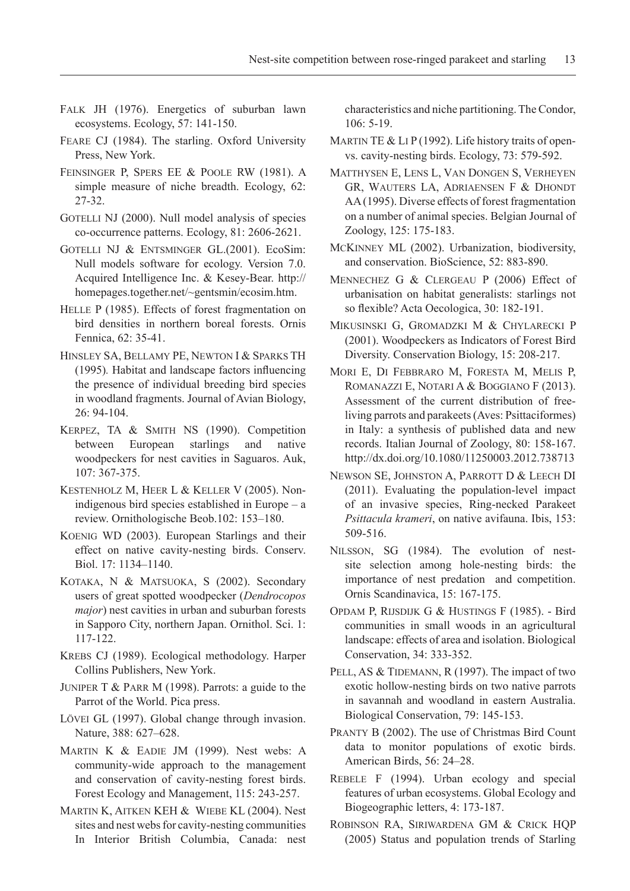FALK JH (1976). Energetics of suburban lawn ecosystems. Ecology, 57: 141-150.

FEARE CJ (1984). The starling. Oxford University Press, New York.

FEINSINGER P, SPERS EE & POOLE RW (1981). A simple measure of niche breadth. Ecology, 62: 27-32.

GOTELLI NJ (2000). Null model analysis of species co-occurrence patterns. Ecology, 81: 2606-2621.

GOTELLI NJ & ENTSMINGER GL.(2001). EcoSim: Null models software for ecology. Version 7.0. Acquired Intelligence Inc. & Kesey-Bear. http://homepages.together.net/~gentsmin/ecosim.htm.

HELLE P (1985). Effects of forest fragmentation on bird densities in northern boreal forests. Ornis Fennica, 62: 35-41.

HINSLEY SA, BELLAMY PE, NEWTON I & SPARKS TH (1995). Habitat and landscape factors influencing the presence of individual breeding bird species in woodland fragments. Journal of Avian Biology, 26: 94-104.

KERPEZ, TA & SMITH NS (1990). Competition between European starlings and native woodpeckers for nest cavities in Saguaros. Auk, 107: 367-375.

KESTENHOLZ M, HEER L & KELLER V (2005). Non-indigenous bird species established in Europe – a review. Ornithologische Beob.102: 153–180.

KOENIG WD (2003). European Starlings and their effect on native cavity-nesting birds. Conserv. Biol. 17: 1134–1140.

KOTAKA, N & MATSUOKA, S (2002). Secondary users of great spotted woodpecker (*Dendrocopos major*) nest cavities in urban and suburban forests in Sapporo City, northern Japan. Ornithol. Sci. 1: 117-122.

KREBS CJ (1989). Ecological methodology. Harper Collins Publishers, New York.

JUNIPER T & PARR M (1998). Parrots: a guide to the Parrot of the World. Pica press.

LÖVEI GL (1997). Global change through invasion. Nature, 388: 627–628.

MARTIN K & EADIE JM (1999). Nest webs: A community-wide approach to the management and conservation of cavity-nesting forest birds. Forest Ecology and Management, 115: 243-257.

MARTIN K, AITKEN KEH & WIEBE KL (2004). Nest sites and nest webs for cavity-nesting communities In Interior British Columbia, Canada: nest characteristics and niche partitioning. The Condor, 106: 5-19.

MARTIN TE & LI P (1992). Life history traits of open- vs. cavity-nesting birds. Ecology, 73: 579-592.

MATTHYSEN E, LENS L, VAN DONGEN S, VERHEYEN GR, WAUTERS LA, ADRIAENSEN F & DHONDT AA (1995). Diverse effects of forest fragmentation on a number of animal species. Belgian Journal of Zoology, 125: 175-183.

MCKINNEY ML (2002). Urbanization, biodiversity, and conservation. BioScience, 52: 883-890.

MENNECHEZ G & CLERGEAU P (2006) Effect of urbanisation on habitat generalists: starlings not so flexible? Acta Oecologica, 30: 182-191.

MIKUSINSKI G, GROMADZKI M & CHYLARECKI P (2001). Woodpeckers as Indicators of Forest Bird Diversity. Conservation Biology, 15: 208-217.

MORI E, DI FEBBRARO M, FORESTA M, MELIS P, ROMANAZZI E, NOTARI A & BOGGIANO F (2013). Assessment of the current distribution of free-living parrots and parakeets (Aves: Psittaciformes) in Italy: a synthesis of published data and new records. Italian Journal of Zoology, 80: 158-167. http://dx.doi.org/10.1080/11250003.2012.738713

NEWSON SE, JOHNSTON A, PARROTT D & LEECH DI (2011). Evaluating the population-level impact of an invasive species, Ring-necked Parakeet *Psittacula krameri*, on native avifauna. Ibis, 153: 509-516.

NILSSON, SG (1984). The evolution of nest-site selection among hole-nesting birds: the importance of nest predation and competition. Ornis Scandinavica, 15: 167-175.

OPDAM P, RIJSDIJK G & HUSTINGS F (1985). - Bird communities in small woods in an agricultural landscape: effects of area and isolation. Biological Conservation, 34: 333-352.

PELL, AS & TIDEMANN, R (1997). The impact of two exotic hollow-nesting birds on two native parrots in savannah and woodland in eastern Australia. Biological Conservation, 79: 145-153.

PRANTY B (2002). The use of Christmas Bird Count data to monitor populations of exotic birds. American Birds, 56: 24–28.

REBELE F (1994). Urban ecology and special features of urban ecosystems. Global Ecology and Biogeographic letters, 4: 173-187.

ROBINSON RA, SIRIWARDENA GM & CRICK HQP (2005) Status and population trends of Starling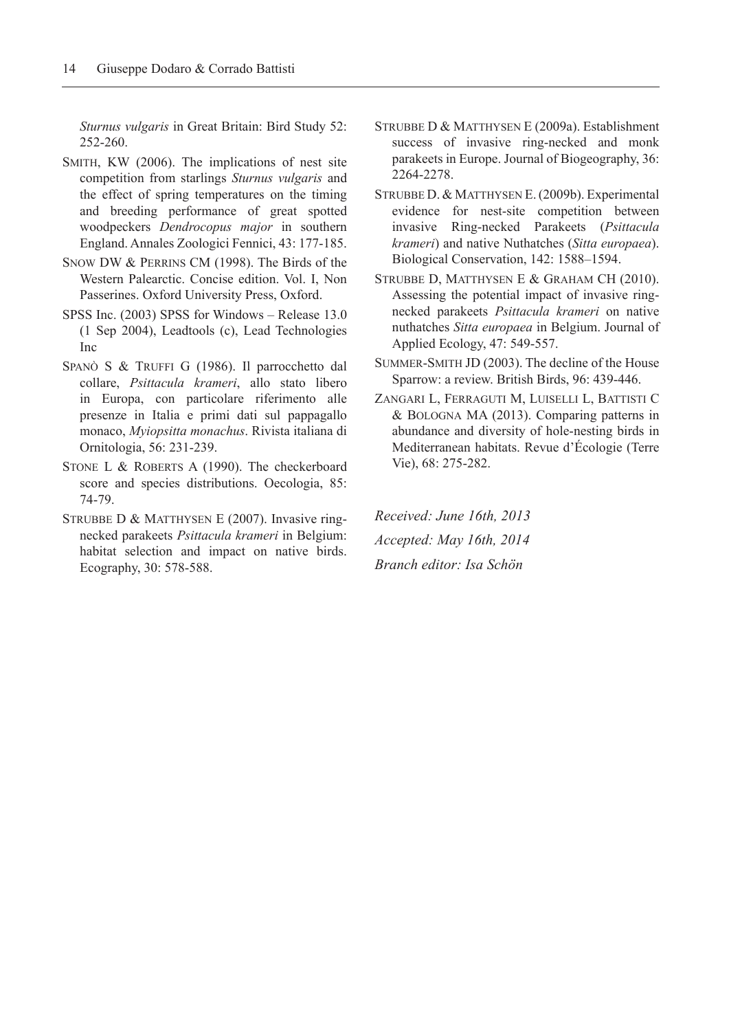*Sturnus vulgaris* in Great Britain: Bird Study 52: 252-260.

SMITH, KW (2006). The implications of nest site competition from starlings *Sturnus vulgaris* and the effect of spring temperatures on the timing and breeding performance of great spotted woodpeckers *Dendrocopus major* in southern England. Annales Zoologici Fennici, 43: 177-185.

SNOW DW & PERRINS CM (1998). The Birds of the Western Palearctic. Concise edition. Vol. I, Non Passerines. Oxford University Press, Oxford.

SPSS Inc. (2003) SPSS for Windows – Release 13.0 (1 Sep 2004), Leadtools (c), Lead Technologies Inc

SPANÒ S & TRUFFI G (1986). Il parrocchetto dal collare, *Psittacula krameri*, allo stato libero in Europa, con particolare riferimento alle presenze in Italia e primi dati sul pappagallo monaco, *Myiopsitta monachus*. Rivista italiana di Ornitologia, 56: 231-239.

STONE L & ROBERTS A (1990). The checkerboard score and species distributions. Oecologia, 85: 74-79.

STRUBBE D & MATTHYSEN E (2007). Invasive ring-necked parakeets *Psittacula krameri* in Belgium: habitat selection and impact on native birds. Ecography, 30: 578-588.

STRUBBE D & MATTHYSEN E (2009a). Establishment success of invasive ring-necked and monk parakeets in Europe. Journal of Biogeography, 36: 2264-2278.

STRUBBE D. & MATTHYSEN E. (2009b). Experimental evidence for nest-site competition between invasive Ring-necked Parakeets (*Psittacula krameri*) and native Nuthatches (*Sitta europaea*). Biological Conservation, 142: 1588–1594.

STRUBBE D, MATTHYSEN E & GRAHAM CH (2010). Assessing the potential impact of invasive ring-necked parakeets *Psittacula krameri* on native nuthatches *Sitta europaea* in Belgium. Journal of Applied Ecology, 47: 549-557.

SUMMER-SMITH JD (2003). The decline of the House Sparrow: a review. British Birds, 96: 439-446.

ZANGARI L, FERRAGUTI M, LUISELLI L, BATTISTI C & BOLOGNA MA (2013). Comparing patterns in abundance and diversity of hole-nesting birds in Mediterranean habitats. Revue d'Écologie (Terre Vie), 68: 275-282.

*Received: June 16th, 2013*

*Accepted: May 16th, 2014*

*Branch editor: Isa Schön*